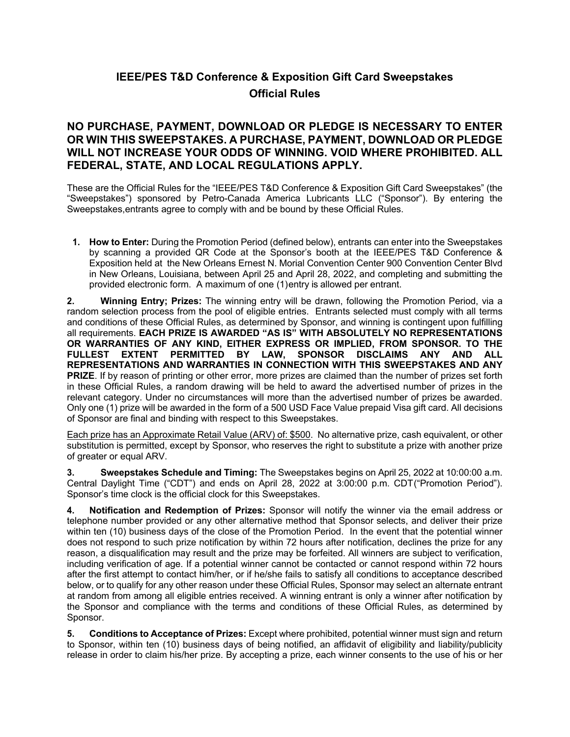# IEEE/PES T&D Conference & Exposition Gift Card Sweepstakes
# Official Rules

## NO PURCHASE, PAYMENT, DOWNLOAD OR PLEDGE IS NECESSARY TO ENTER OR WIN THIS SWEEPSTAKES. A PURCHASE, PAYMENT, DOWNLOAD OR PLEDGE WILL NOT INCREASE YOUR ODDS OF WINNING. VOID WHERE PROHIBITED. ALL FEDERAL, STATE, AND LOCAL REGULATIONS APPLY.

These are the Official Rules for the "IEEE/PES T&D Conference & Exposition Gift Card Sweepstakes" (the "Sweepstakes") sponsored by Petro-Canada America Lubricants LLC ("Sponsor"). By entering the Sweepstakes,entrants agree to comply with and be bound by these Official Rules.

1. **How to Enter:** During the Promotion Period (defined below), entrants can enter into the Sweepstakes by scanning a provided QR Code at the Sponsor's booth at the IEEE/PES T&D Conference & Exposition held at the New Orleans Ernest N. Morial Convention Center 900 Convention Center Blvd in New Orleans, Louisiana, between April 25 and April 28, 2022, and completing and submitting the provided electronic form. A maximum of one (1)entry is allowed per entrant.

**2. Winning Entry; Prizes:** The winning entry will be drawn, following the Promotion Period, via a random selection process from the pool of eligible entries. Entrants selected must comply with all terms and conditions of these Official Rules, as determined by Sponsor, and winning is contingent upon fulfilling all requirements. **EACH PRIZE IS AWARDED "AS IS" WITH ABSOLUTELY NO REPRESENTATIONS OR WARRANTIES OF ANY KIND, EITHER EXPRESS OR IMPLIED, FROM SPONSOR. TO THE FULLEST EXTENT PERMITTED BY LAW, SPONSOR DISCLAIMS ANY AND ALL REPRESENTATIONS AND WARRANTIES IN CONNECTION WITH THIS SWEEPSTAKES AND ANY PRIZE**. If by reason of printing or other error, more prizes are claimed than the number of prizes set forth in these Official Rules, a random drawing will be held to award the advertised number of prizes in the relevant category. Under no circumstances will more than the advertised number of prizes be awarded. Only one (1) prize will be awarded in the form of a 500 USD Face Value prepaid Visa gift card. All decisions of Sponsor are final and binding with respect to this Sweepstakes.

Each prize has an Approximate Retail Value (ARV) of: $500. No alternative prize, cash equivalent, or other substitution is permitted, except by Sponsor, who reserves the right to substitute a prize with another prize of greater or equal ARV.

**3. Sweepstakes Schedule and Timing:** The Sweepstakes begins on April 25, 2022 at 10:00:00 a.m. Central Daylight Time ("CDT") and ends on April 28, 2022 at 3:00:00 p.m. CDT("Promotion Period"). Sponsor's time clock is the official clock for this Sweepstakes.

**4. Notification and Redemption of Prizes:** Sponsor will notify the winner via the email address or telephone number provided or any other alternative method that Sponsor selects, and deliver their prize within ten (10) business days of the close of the Promotion Period. In the event that the potential winner does not respond to such prize notification by within 72 hours after notification, declines the prize for any reason, a disqualification may result and the prize may be forfeited. All winners are subject to verification, including verification of age. If a potential winner cannot be contacted or cannot respond within 72 hours after the first attempt to contact him/her, or if he/she fails to satisfy all conditions to acceptance described below, or to qualify for any other reason under these Official Rules, Sponsor may select an alternate entrant at random from among all eligible entries received. A winning entrant is only a winner after notification by the Sponsor and compliance with the terms and conditions of these Official Rules, as determined by Sponsor.

**5. Conditions to Acceptance of Prizes:** Except where prohibited, potential winner must sign and return to Sponsor, within ten (10) business days of being notified, an affidavit of eligibility and liability/publicity release in order to claim his/her prize. By accepting a prize, each winner consents to the use of his or her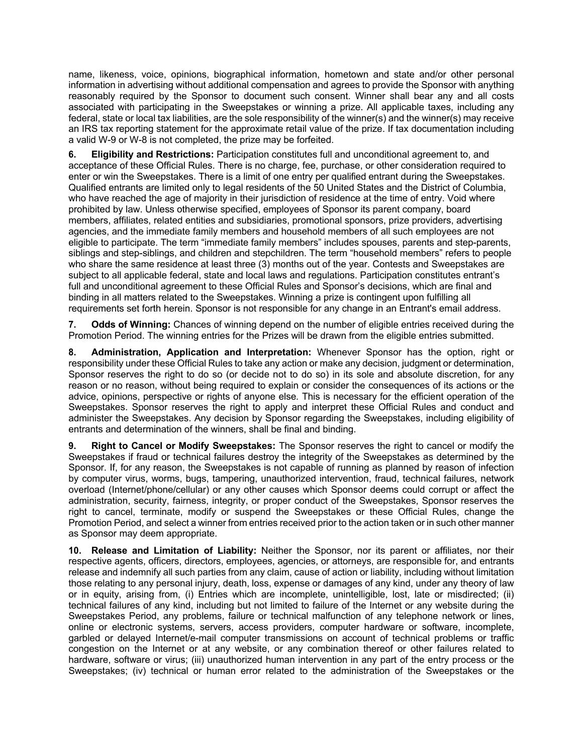name, likeness, voice, opinions, biographical information, hometown and state and/or other personal information in advertising without additional compensation and agrees to provide the Sponsor with anything reasonably required by the Sponsor to document such consent. Winner shall bear any and all costs associated with participating in the Sweepstakes or winning a prize. All applicable taxes, including any federal, state or local tax liabilities, are the sole responsibility of the winner(s) and the winner(s) may receive an IRS tax reporting statement for the approximate retail value of the prize. If tax documentation including a valid W-9 or W-8 is not completed, the prize may be forfeited.

**6. Eligibility and Restrictions:** Participation constitutes full and unconditional agreement to, and acceptance of these Official Rules. There is no charge, fee, purchase, or other consideration required to enter or win the Sweepstakes. There is a limit of one entry per qualified entrant during the Sweepstakes. Qualified entrants are limited only to legal residents of the 50 United States and the District of Columbia, who have reached the age of majority in their jurisdiction of residence at the time of entry. Void where prohibited by law. Unless otherwise specified, employees of Sponsor its parent company, board members, affiliates, related entities and subsidiaries, promotional sponsors, prize providers, advertising agencies, and the immediate family members and household members of all such employees are not eligible to participate. The term "immediate family members" includes spouses, parents and step-parents, siblings and step-siblings, and children and stepchildren. The term "household members" refers to people who share the same residence at least three (3) months out of the year. Contests and Sweepstakes are subject to all applicable federal, state and local laws and regulations. Participation constitutes entrant's full and unconditional agreement to these Official Rules and Sponsor's decisions, which are final and binding in all matters related to the Sweepstakes. Winning a prize is contingent upon fulfilling all requirements set forth herein. Sponsor is not responsible for any change in an Entrant's email address.

**7. Odds of Winning:** Chances of winning depend on the number of eligible entries received during the Promotion Period. The winning entries for the Prizes will be drawn from the eligible entries submitted.

**8. Administration, Application and Interpretation:** Whenever Sponsor has the option, right or responsibility under these Official Rules to take any action or make any decision, judgment or determination, Sponsor reserves the right to do so (or decide not to do so) in its sole and absolute discretion, for any reason or no reason, without being required to explain or consider the consequences of its actions or the advice, opinions, perspective or rights of anyone else. This is necessary for the efficient operation of the Sweepstakes. Sponsor reserves the right to apply and interpret these Official Rules and conduct and administer the Sweepstakes. Any decision by Sponsor regarding the Sweepstakes, including eligibility of entrants and determination of the winners, shall be final and binding.

**9. Right to Cancel or Modify Sweepstakes:** The Sponsor reserves the right to cancel or modify the Sweepstakes if fraud or technical failures destroy the integrity of the Sweepstakes as determined by the Sponsor. If, for any reason, the Sweepstakes is not capable of running as planned by reason of infection by computer virus, worms, bugs, tampering, unauthorized intervention, fraud, technical failures, network overload (Internet/phone/cellular) or any other causes which Sponsor deems could corrupt or affect the administration, security, fairness, integrity, or proper conduct of the Sweepstakes, Sponsor reserves the right to cancel, terminate, modify or suspend the Sweepstakes or these Official Rules, change the Promotion Period, and select a winner from entries received prior to the action taken or in such other manner as Sponsor may deem appropriate.

**10. Release and Limitation of Liability:** Neither the Sponsor, nor its parent or affiliates, nor their respective agents, officers, directors, employees, agencies, or attorneys, are responsible for, and entrants release and indemnify all such parties from any claim, cause of action or liability, including without limitation those relating to any personal injury, death, loss, expense or damages of any kind, under any theory of law or in equity, arising from, (i) Entries which are incomplete, unintelligible, lost, late or misdirected; (ii) technical failures of any kind, including but not limited to failure of the Internet or any website during the Sweepstakes Period, any problems, failure or technical malfunction of any telephone network or lines, online or electronic systems, servers, access providers, computer hardware or software, incomplete, garbled or delayed Internet/e-mail computer transmissions on account of technical problems or traffic congestion on the Internet or at any website, or any combination thereof or other failures related to hardware, software or virus; (iii) unauthorized human intervention in any part of the entry process or the Sweepstakes; (iv) technical or human error related to the administration of the Sweepstakes or the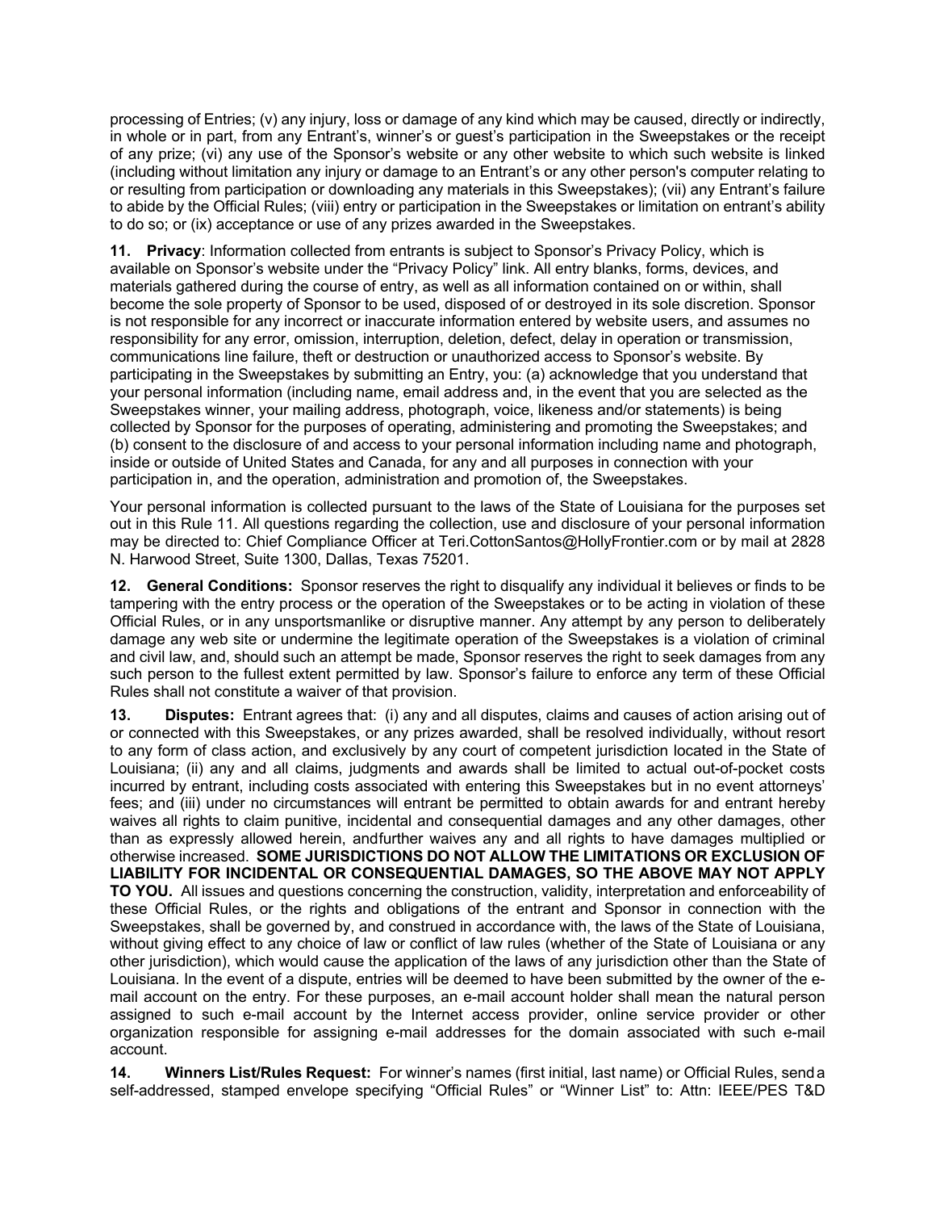processing of Entries; (v) any injury, loss or damage of any kind which may be caused, directly or indirectly, in whole or in part, from any Entrant's, winner's or guest's participation in the Sweepstakes or the receipt of any prize; (vi) any use of the Sponsor's website or any other website to which such website is linked (including without limitation any injury or damage to an Entrant's or any other person's computer relating to or resulting from participation or downloading any materials in this Sweepstakes); (vii) any Entrant's failure to abide by the Official Rules; (viii) entry or participation in the Sweepstakes or limitation on entrant's ability to do so; or (ix) acceptance or use of any prizes awarded in the Sweepstakes.

**11. Privacy**: Information collected from entrants is subject to Sponsor's Privacy Policy, which is available on Sponsor's website under the "Privacy Policy" link. All entry blanks, forms, devices, and materials gathered during the course of entry, as well as all information contained on or within, shall become the sole property of Sponsor to be used, disposed of or destroyed in its sole discretion. Sponsor is not responsible for any incorrect or inaccurate information entered by website users, and assumes no responsibility for any error, omission, interruption, deletion, defect, delay in operation or transmission, communications line failure, theft or destruction or unauthorized access to Sponsor's website. By participating in the Sweepstakes by submitting an Entry, you: (a) acknowledge that you understand that your personal information (including name, email address and, in the event that you are selected as the Sweepstakes winner, your mailing address, photograph, voice, likeness and/or statements) is being collected by Sponsor for the purposes of operating, administering and promoting the Sweepstakes; and (b) consent to the disclosure of and access to your personal information including name and photograph, inside or outside of United States and Canada, for any and all purposes in connection with your participation in, and the operation, administration and promotion of, the Sweepstakes.

Your personal information is collected pursuant to the laws of the State of Louisiana for the purposes set out in this Rule 11. All questions regarding the collection, use and disclosure of your personal information may be directed to: Chief Compliance Officer at Teri.CottonSantos@HollyFrontier.com or by mail at 2828 N. Harwood Street, Suite 1300, Dallas, Texas 75201.

**12. General Conditions:** Sponsor reserves the right to disqualify any individual it believes or finds to be tampering with the entry process or the operation of the Sweepstakes or to be acting in violation of these Official Rules, or in any unsportsmanlike or disruptive manner. Any attempt by any person to deliberately damage any web site or undermine the legitimate operation of the Sweepstakes is a violation of criminal and civil law, and, should such an attempt be made, Sponsor reserves the right to seek damages from any such person to the fullest extent permitted by law. Sponsor's failure to enforce any term of these Official Rules shall not constitute a waiver of that provision.

**13. Disputes:** Entrant agrees that: (i) any and all disputes, claims and causes of action arising out of or connected with this Sweepstakes, or any prizes awarded, shall be resolved individually, without resort to any form of class action, and exclusively by any court of competent jurisdiction located in the State of Louisiana; (ii) any and all claims, judgments and awards shall be limited to actual out-of-pocket costs incurred by entrant, including costs associated with entering this Sweepstakes but in no event attorneys' fees; and (iii) under no circumstances will entrant be permitted to obtain awards for and entrant hereby waives all rights to claim punitive, incidental and consequential damages and any other damages, other than as expressly allowed herein, andfurther waives any and all rights to have damages multiplied or otherwise increased. **SOME JURISDICTIONS DO NOT ALLOW THE LIMITATIONS OR EXCLUSION OF LIABILITY FOR INCIDENTAL OR CONSEQUENTIAL DAMAGES, SO THE ABOVE MAY NOT APPLY TO YOU.** All issues and questions concerning the construction, validity, interpretation and enforceability of these Official Rules, or the rights and obligations of the entrant and Sponsor in connection with the Sweepstakes, shall be governed by, and construed in accordance with, the laws of the State of Louisiana, without giving effect to any choice of law or conflict of law rules (whether of the State of Louisiana or any other jurisdiction), which would cause the application of the laws of any jurisdiction other than the State of Louisiana. In the event of a dispute, entries will be deemed to have been submitted by the owner of the e-mail account on the entry. For these purposes, an e-mail account holder shall mean the natural person assigned to such e-mail account by the Internet access provider, online service provider or other organization responsible for assigning e-mail addresses for the domain associated with such e-mail account.

**14. Winners List/Rules Request:** For winner's names (first initial, last name) or Official Rules, send a self-addressed, stamped envelope specifying "Official Rules" or "Winner List" to: Attn: IEEE/PES T&D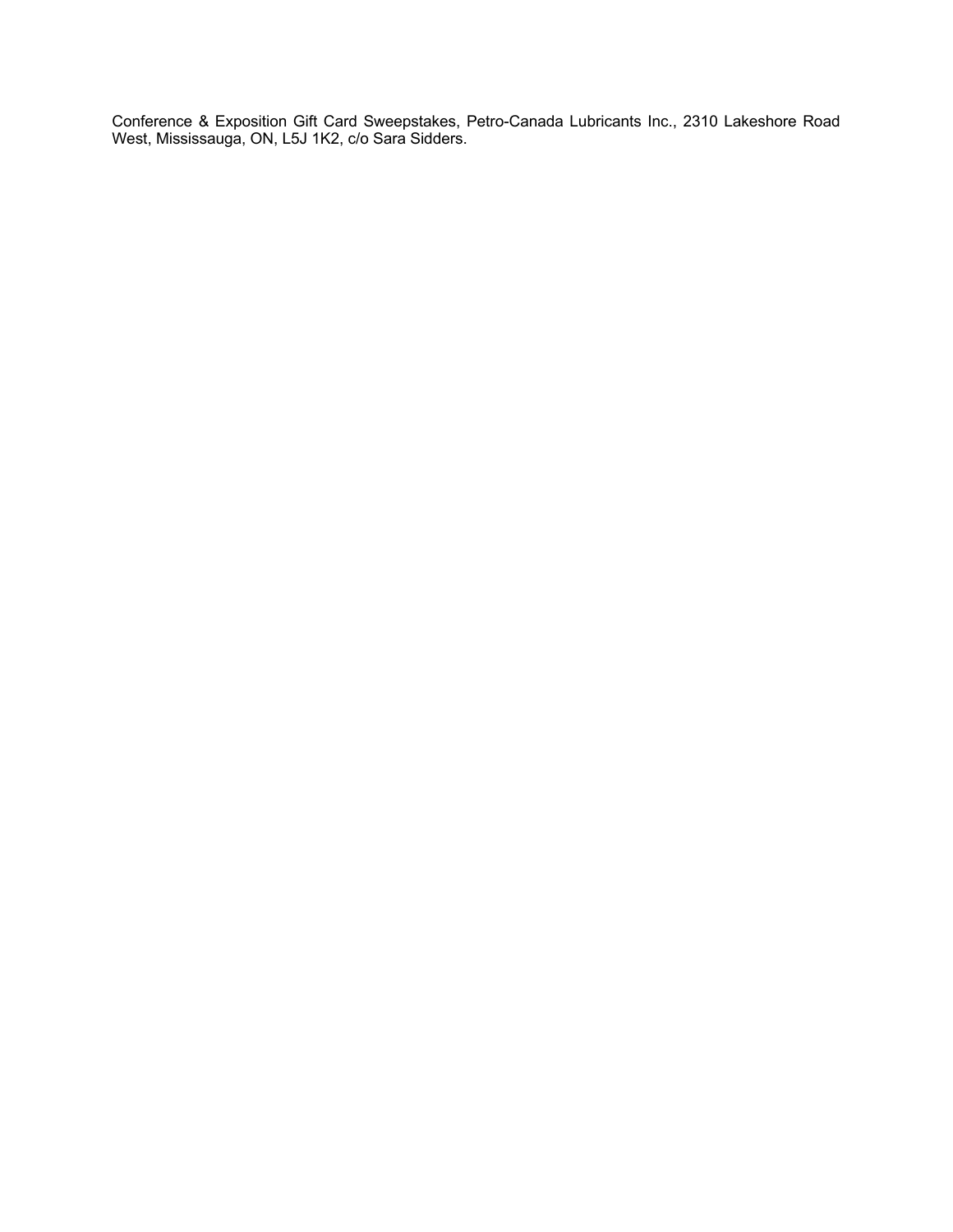Conference & Exposition Gift Card Sweepstakes, Petro-Canada Lubricants Inc., 2310 Lakeshore Road West, Mississauga, ON, L5J 1K2, c/o Sara Sidders.